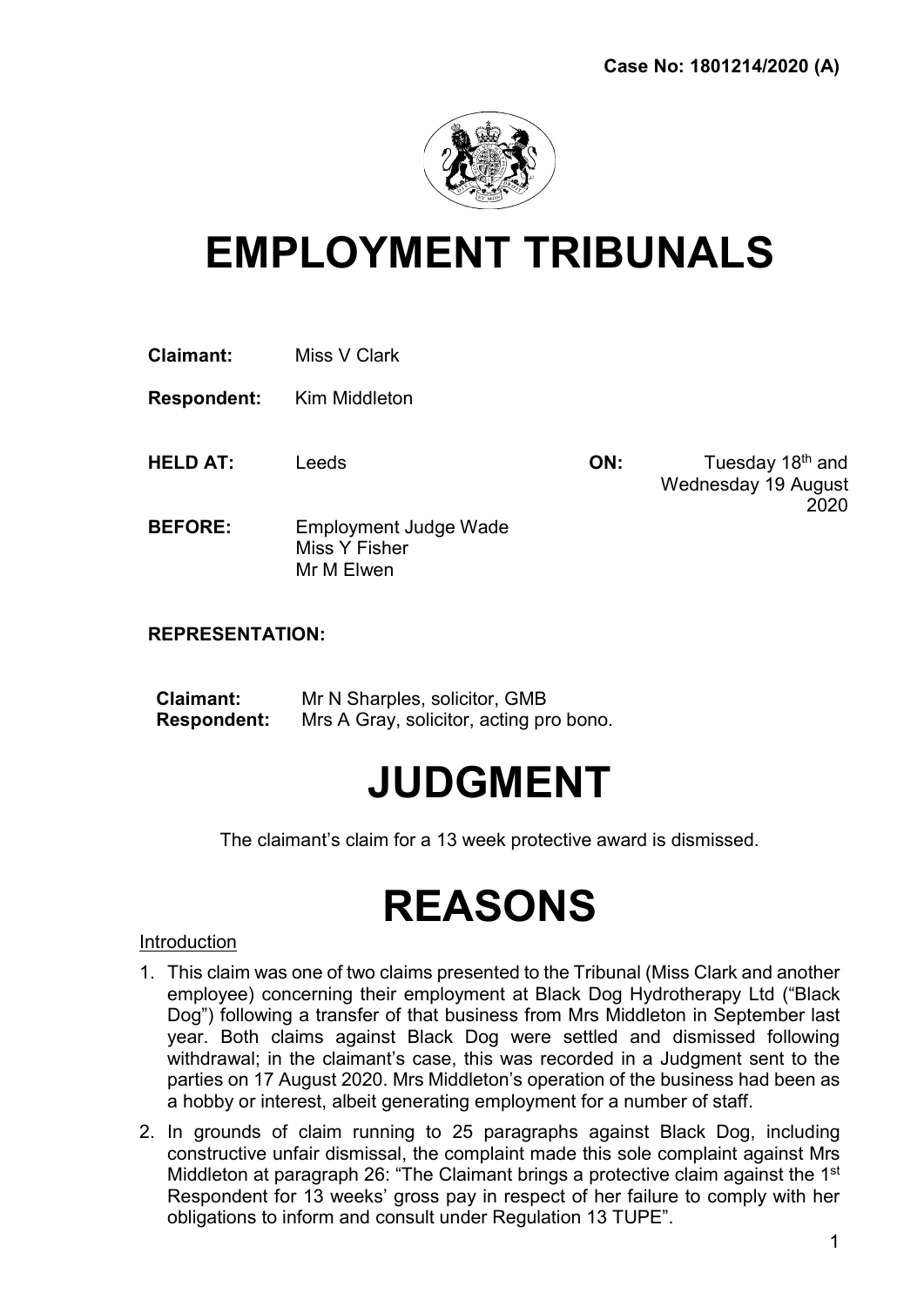**Case No: 1801214/2020 (A)**

# EMPLOYMENT TRIBUNALS

**Claimant:** Miss V Clark

**Respondent:** Kim Middleton

**HELD AT:** Leeds **ON:** Tuesday 18th and Wednesday 19 August 2020

**BEFORE:** Employment Judge Wade
Miss Y Fisher
Mr M Elwen

**REPRESENTATION:**

**Claimant:** Mr N Sharples, solicitor, GMB
**Respondent:** Mrs A Gray, solicitor, acting pro bono.

# JUDGMENT

The claimant's claim for a 13 week protective award is dismissed.

# REASONS

Introduction

1. This claim was one of two claims presented to the Tribunal (Miss Clark and another employee) concerning their employment at Black Dog Hydrotherapy Ltd ("Black Dog") following a transfer of that business from Mrs Middleton in September last year. Both claims against Black Dog were settled and dismissed following withdrawal; in the claimant's case, this was recorded in a Judgment sent to the parties on 17 August 2020. Mrs Middleton's operation of the business had been as a hobby or interest, albeit generating employment for a number of staff.

2. In grounds of claim running to 25 paragraphs against Black Dog, including constructive unfair dismissal, the complaint made this sole complaint against Mrs Middleton at paragraph 26: "The Claimant brings a protective claim against the 1st Respondent for 13 weeks' gross pay in respect of her failure to comply with her obligations to inform and consult under Regulation 13 TUPE".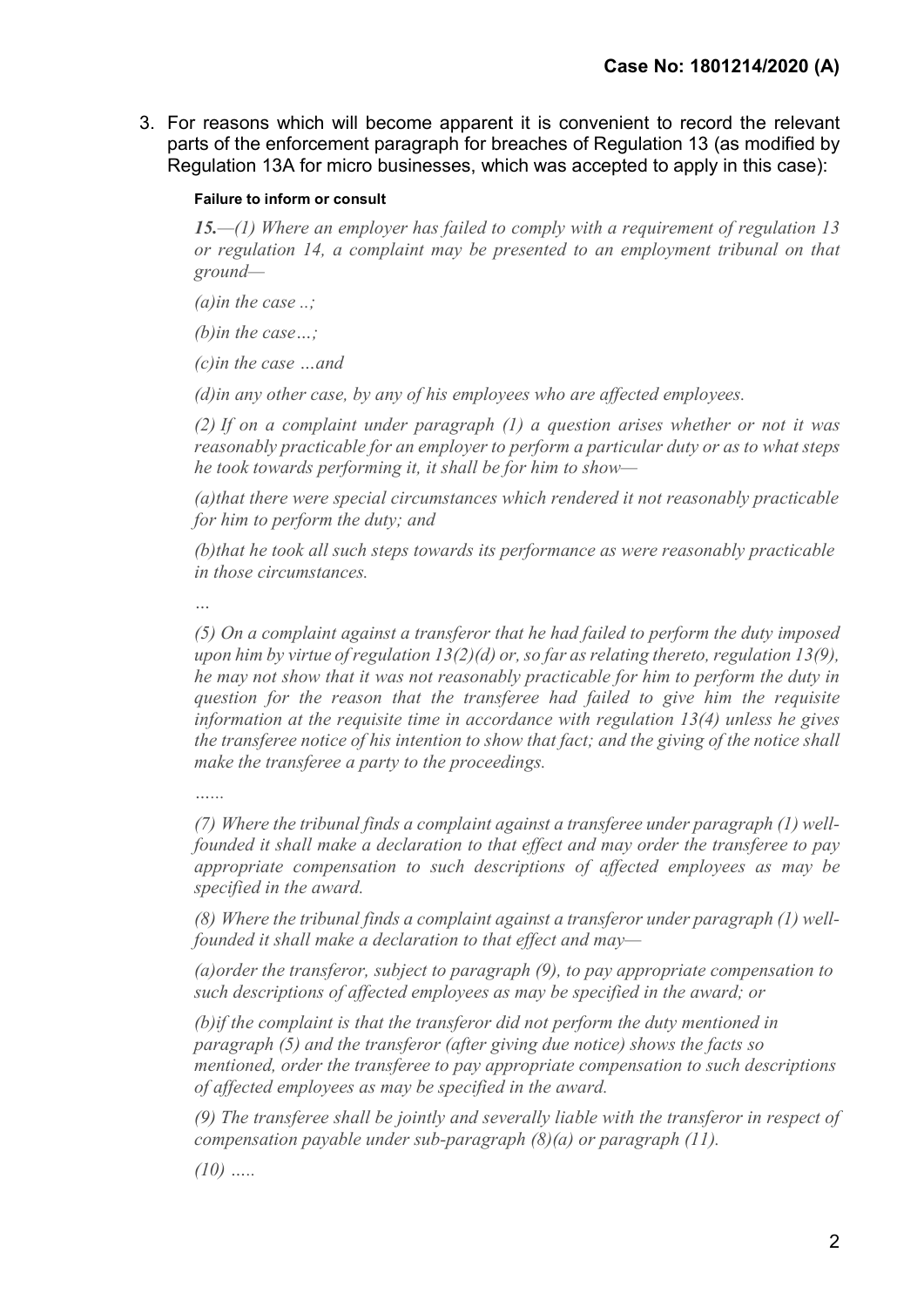3. For reasons which will become apparent it is convenient to record the relevant parts of the enforcement paragraph for breaches of Regulation 13 (as modified by Regulation 13A for micro businesses, which was accepted to apply in this case):

**Failure to inform or consult**

***15.***—*(1) Where an employer has failed to comply with a requirement of regulation 13 or regulation 14, a complaint may be presented to an employment tribunal on that ground—*

*(a)in the case ..;*

*(b)in the case…;*

*(c)in the case …and*

*(d)in any other case, by any of his employees who are affected employees.*

*(2) If on a complaint under paragraph (1) a question arises whether or not it was reasonably practicable for an employer to perform a particular duty or as to what steps he took towards performing it, it shall be for him to show—*

*(a)that there were special circumstances which rendered it not reasonably practicable for him to perform the duty; and*

*(b)that he took all such steps towards its performance as were reasonably practicable in those circumstances.*

*…*

*(5) On a complaint against a transferor that he had failed to perform the duty imposed upon him by virtue of regulation 13(2)(d) or, so far as relating thereto, regulation 13(9), he may not show that it was not reasonably practicable for him to perform the duty in question for the reason that the transferee had failed to give him the requisite information at the requisite time in accordance with regulation 13(4) unless he gives the transferee notice of his intention to show that fact; and the giving of the notice shall make the transferee a party to the proceedings.*

*……*

*(7) Where the tribunal finds a complaint against a transferee under paragraph (1) well-founded it shall make a declaration to that effect and may order the transferee to pay appropriate compensation to such descriptions of affected employees as may be specified in the award.*

*(8) Where the tribunal finds a complaint against a transferor under paragraph (1) well-founded it shall make a declaration to that effect and may—*

*(a)order the transferor, subject to paragraph (9), to pay appropriate compensation to such descriptions of affected employees as may be specified in the award; or*

*(b)if the complaint is that the transferor did not perform the duty mentioned in paragraph (5) and the transferor (after giving due notice) shows the facts so mentioned, order the transferee to pay appropriate compensation to such descriptions of affected employees as may be specified in the award.*

*(9) The transferee shall be jointly and severally liable with the transferor in respect of compensation payable under sub-paragraph (8)(a) or paragraph (11).*

*(10) …..*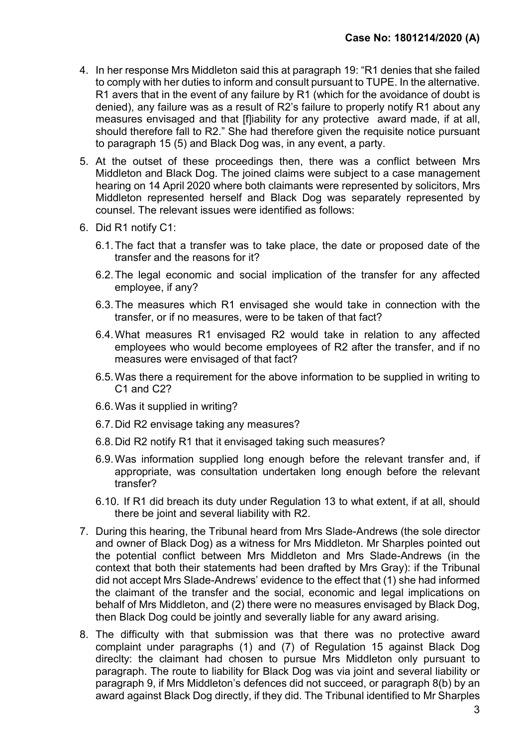**Case No: 1801214/2020 (A)**

4. In her response Mrs Middleton said this at paragraph 19: "R1 denies that she failed to comply with her duties to inform and consult pursuant to TUPE. In the alternative. R1 avers that in the event of any failure by R1 (which for the avoidance of doubt is denied), any failure was as a result of R2's failure to properly notify R1 about any measures envisaged and that [f]iability for any protective award made, if at all, should therefore fall to R2." She had therefore given the requisite notice pursuant to paragraph 15 (5) and Black Dog was, in any event, a party.

5. At the outset of these proceedings then, there was a conflict between Mrs Middleton and Black Dog. The joined claims were subject to a case management hearing on 14 April 2020 where both claimants were represented by solicitors, Mrs Middleton represented herself and Black Dog was separately represented by counsel. The relevant issues were identified as follows:

6. Did R1 notify C1:

   6.1. The fact that a transfer was to take place, the date or proposed date of the transfer and the reasons for it?

   6.2. The legal economic and social implication of the transfer for any affected employee, if any?

   6.3. The measures which R1 envisaged she would take in connection with the transfer, or if no measures, were to be taken of that fact?

   6.4. What measures R1 envisaged R2 would take in relation to any affected employees who would become employees of R2 after the transfer, and if no measures were envisaged of that fact?

   6.5. Was there a requirement for the above information to be supplied in writing to C1 and C2?

   6.6. Was it supplied in writing?

   6.7. Did R2 envisage taking any measures?

   6.8. Did R2 notify R1 that it envisaged taking such measures?

   6.9. Was information supplied long enough before the relevant transfer and, if appropriate, was consultation undertaken long enough before the relevant transfer?

   6.10. If R1 did breach its duty under Regulation 13 to what extent, if at all, should there be joint and several liability with R2.

7. During this hearing, the Tribunal heard from Mrs Slade-Andrews (the sole director and owner of Black Dog) as a witness for Mrs Middleton. Mr Sharples pointed out the potential conflict between Mrs Middleton and Mrs Slade-Andrews (in the context that both their statements had been drafted by Mrs Gray): if the Tribunal did not accept Mrs Slade-Andrews' evidence to the effect that (1) she had informed the claimant of the transfer and the social, economic and legal implications on behalf of Mrs Middleton, and (2) there were no measures envisaged by Black Dog, then Black Dog could be jointly and severally liable for any award arising.

8. The difficulty with that submission was that there was no protective award complaint under paragraphs (1) and (7) of Regulation 15 against Black Dog direclty: the claimant had chosen to pursue Mrs Middleton only pursuant to paragraph. The route to liability for Black Dog was via joint and several liability or paragraph 9, if Mrs Middleton's defences did not succeed, or paragraph 8(b) by an award against Black Dog directly, if they did. The Tribunal identified to Mr Sharples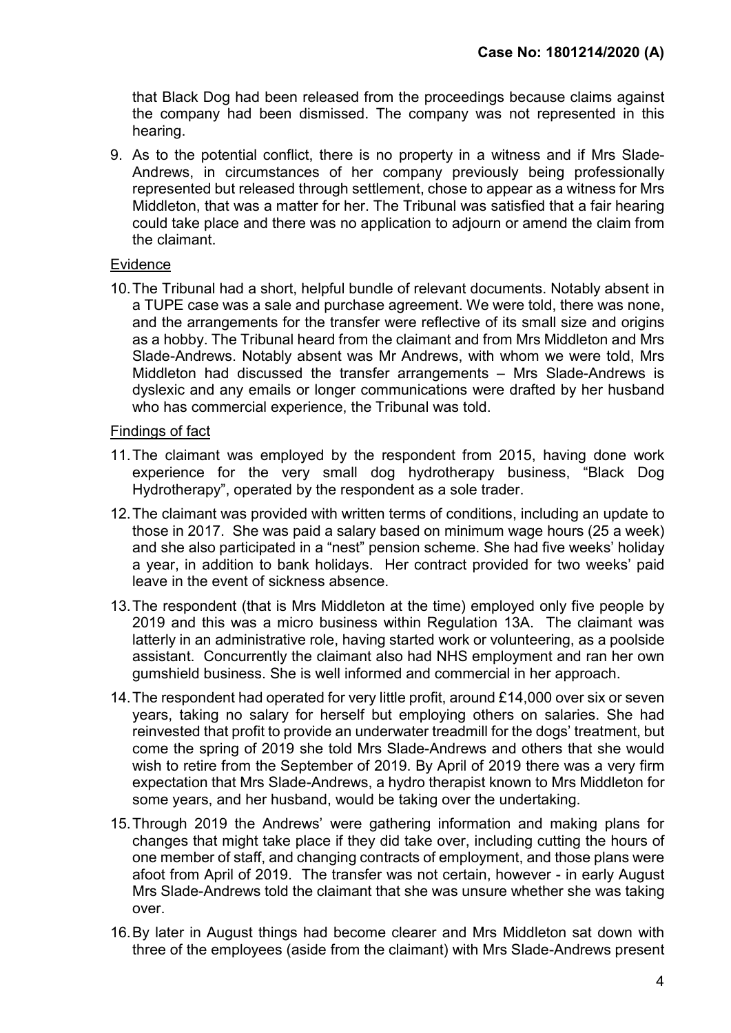that Black Dog had been released from the proceedings because claims against the company had been dismissed. The company was not represented in this hearing.

9. As to the potential conflict, there is no property in a witness and if Mrs Slade-Andrews, in circumstances of her company previously being professionally represented but released through settlement, chose to appear as a witness for Mrs Middleton, that was a matter for her. The Tribunal was satisfied that a fair hearing could take place and there was no application to adjourn or amend the claim from the claimant.

## Evidence

10. The Tribunal had a short, helpful bundle of relevant documents. Notably absent in a TUPE case was a sale and purchase agreement. We were told, there was none, and the arrangements for the transfer were reflective of its small size and origins as a hobby. The Tribunal heard from the claimant and from Mrs Middleton and Mrs Slade-Andrews. Notably absent was Mr Andrews, with whom we were told, Mrs Middleton had discussed the transfer arrangements – Mrs Slade-Andrews is dyslexic and any emails or longer communications were drafted by her husband who has commercial experience, the Tribunal was told.

## Findings of fact

11. The claimant was employed by the respondent from 2015, having done work experience for the very small dog hydrotherapy business, "Black Dog Hydrotherapy", operated by the respondent as a sole trader.

12. The claimant was provided with written terms of conditions, including an update to those in 2017. She was paid a salary based on minimum wage hours (25 a week) and she also participated in a "nest" pension scheme. She had five weeks' holiday a year, in addition to bank holidays. Her contract provided for two weeks' paid leave in the event of sickness absence.

13. The respondent (that is Mrs Middleton at the time) employed only five people by 2019 and this was a micro business within Regulation 13A. The claimant was latterly in an administrative role, having started work or volunteering, as a poolside assistant. Concurrently the claimant also had NHS employment and ran her own gumshield business. She is well informed and commercial in her approach.

14. The respondent had operated for very little profit, around £14,000 over six or seven years, taking no salary for herself but employing others on salaries. She had reinvested that profit to provide an underwater treadmill for the dogs' treatment, but come the spring of 2019 she told Mrs Slade-Andrews and others that she would wish to retire from the September of 2019. By April of 2019 there was a very firm expectation that Mrs Slade-Andrews, a hydro therapist known to Mrs Middleton for some years, and her husband, would be taking over the undertaking.

15. Through 2019 the Andrews' were gathering information and making plans for changes that might take place if they did take over, including cutting the hours of one member of staff, and changing contracts of employment, and those plans were afoot from April of 2019. The transfer was not certain, however - in early August Mrs Slade-Andrews told the claimant that she was unsure whether she was taking over.

16. By later in August things had become clearer and Mrs Middleton sat down with three of the employees (aside from the claimant) with Mrs Slade-Andrews present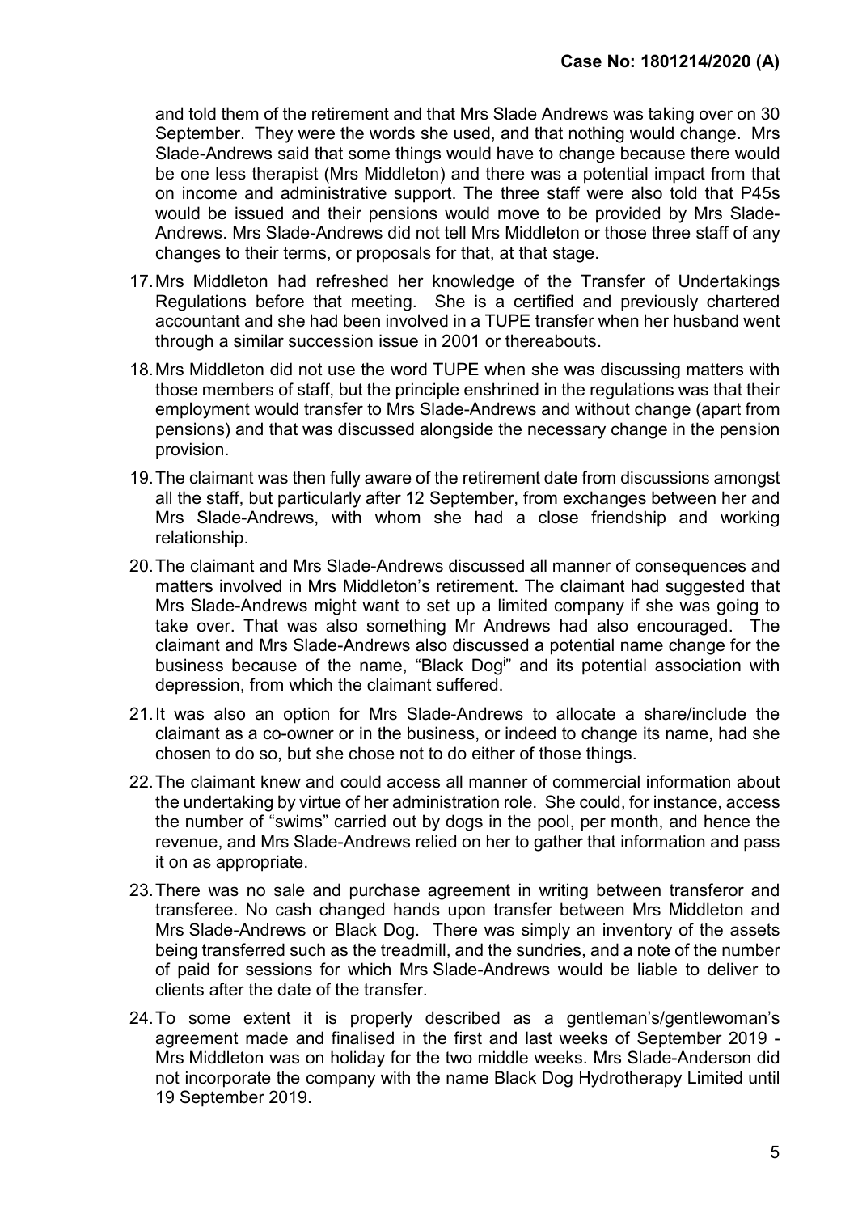and told them of the retirement and that Mrs Slade Andrews was taking over on 30 September. They were the words she used, and that nothing would change. Mrs Slade-Andrews said that some things would have to change because there would be one less therapist (Mrs Middleton) and there was a potential impact from that on income and administrative support. The three staff were also told that P45s would be issued and their pensions would move to be provided by Mrs Slade-Andrews. Mrs Slade-Andrews did not tell Mrs Middleton or those three staff of any changes to their terms, or proposals for that, at that stage.

17. Mrs Middleton had refreshed her knowledge of the Transfer of Undertakings Regulations before that meeting. She is a certified and previously chartered accountant and she had been involved in a TUPE transfer when her husband went through a similar succession issue in 2001 or thereabouts.

18. Mrs Middleton did not use the word TUPE when she was discussing matters with those members of staff, but the principle enshrined in the regulations was that their employment would transfer to Mrs Slade-Andrews and without change (apart from pensions) and that was discussed alongside the necessary change in the pension provision.

19. The claimant was then fully aware of the retirement date from discussions amongst all the staff, but particularly after 12 September, from exchanges between her and Mrs Slade-Andrews, with whom she had a close friendship and working relationship.

20. The claimant and Mrs Slade-Andrews discussed all manner of consequences and matters involved in Mrs Middleton's retirement. The claimant had suggested that Mrs Slade-Andrews might want to set up a limited company if she was going to take over. That was also something Mr Andrews had also encouraged. The claimant and Mrs Slade-Andrews also discussed a potential name change for the business because of the name, "Black Dog[i]" and its potential association with depression, from which the claimant suffered.

21. It was also an option for Mrs Slade-Andrews to allocate a share/include the claimant as a co-owner or in the business, or indeed to change its name, had she chosen to do so, but she chose not to do either of those things.

22. The claimant knew and could access all manner of commercial information about the undertaking by virtue of her administration role. She could, for instance, access the number of "swims" carried out by dogs in the pool, per month, and hence the revenue, and Mrs Slade-Andrews relied on her to gather that information and pass it on as appropriate.

23. There was no sale and purchase agreement in writing between transferor and transferee. No cash changed hands upon transfer between Mrs Middleton and Mrs Slade-Andrews or Black Dog. There was simply an inventory of the assets being transferred such as the treadmill, and the sundries, and a note of the number of paid for sessions for which Mrs Slade-Andrews would be liable to deliver to clients after the date of the transfer.

24. To some extent it is properly described as a gentleman's/gentlewoman's agreement made and finalised in the first and last weeks of September 2019 - Mrs Middleton was on holiday for the two middle weeks. Mrs Slade-Anderson did not incorporate the company with the name Black Dog Hydrotherapy Limited until 19 September 2019.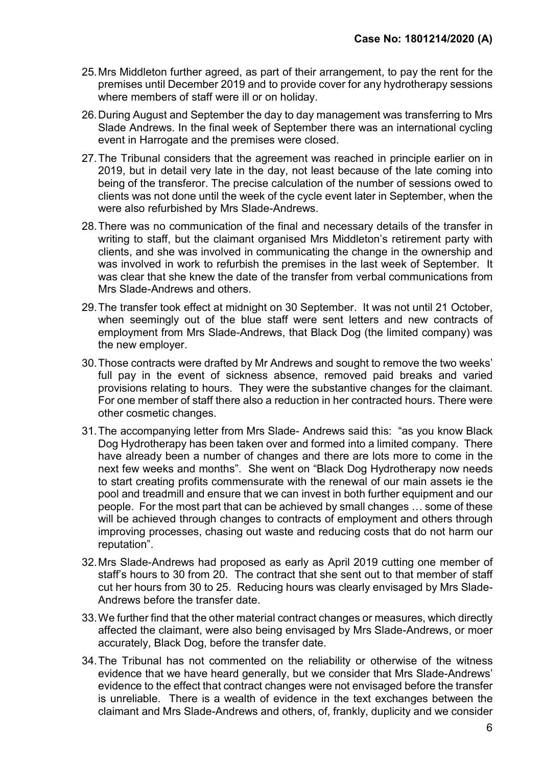25. Mrs Middleton further agreed, as part of their arrangement, to pay the rent for the premises until December 2019 and to provide cover for any hydrotherapy sessions where members of staff were ill or on holiday.

26. During August and September the day to day management was transferring to Mrs Slade Andrews. In the final week of September there was an international cycling event in Harrogate and the premises were closed.

27. The Tribunal considers that the agreement was reached in principle earlier on in 2019, but in detail very late in the day, not least because of the late coming into being of the transferor. The precise calculation of the number of sessions owed to clients was not done until the week of the cycle event later in September, when the were also refurbished by Mrs Slade-Andrews.

28. There was no communication of the final and necessary details of the transfer in writing to staff, but the claimant organised Mrs Middleton's retirement party with clients, and she was involved in communicating the change in the ownership and was involved in work to refurbish the premises in the last week of September. It was clear that she knew the date of the transfer from verbal communications from Mrs Slade-Andrews and others.

29. The transfer took effect at midnight on 30 September. It was not until 21 October, when seemingly out of the blue staff were sent letters and new contracts of employment from Mrs Slade-Andrews, that Black Dog (the limited company) was the new employer.

30. Those contracts were drafted by Mr Andrews and sought to remove the two weeks' full pay in the event of sickness absence, removed paid breaks and varied provisions relating to hours. They were the substantive changes for the claimant. For one member of staff there also a reduction in her contracted hours. There were other cosmetic changes.

31. The accompanying letter from Mrs Slade- Andrews said this: "as you know Black Dog Hydrotherapy has been taken over and formed into a limited company. There have already been a number of changes and there are lots more to come in the next few weeks and months". She went on "Black Dog Hydrotherapy now needs to start creating profits commensurate with the renewal of our main assets ie the pool and treadmill and ensure that we can invest in both further equipment and our people. For the most part that can be achieved by small changes … some of these will be achieved through changes to contracts of employment and others through improving processes, chasing out waste and reducing costs that do not harm our reputation".

32. Mrs Slade-Andrews had proposed as early as April 2019 cutting one member of staff's hours to 30 from 20. The contract that she sent out to that member of staff cut her hours from 30 to 25. Reducing hours was clearly envisaged by Mrs Slade-Andrews before the transfer date.

33. We further find that the other material contract changes or measures, which directly affected the claimant, were also being envisaged by Mrs Slade-Andrews, or moer accurately, Black Dog, before the transfer date.

34. The Tribunal has not commented on the reliability or otherwise of the witness evidence that we have heard generally, but we consider that Mrs Slade-Andrews' evidence to the effect that contract changes were not envisaged before the transfer is unreliable. There is a wealth of evidence in the text exchanges between the claimant and Mrs Slade-Andrews and others, of, frankly, duplicity and we consider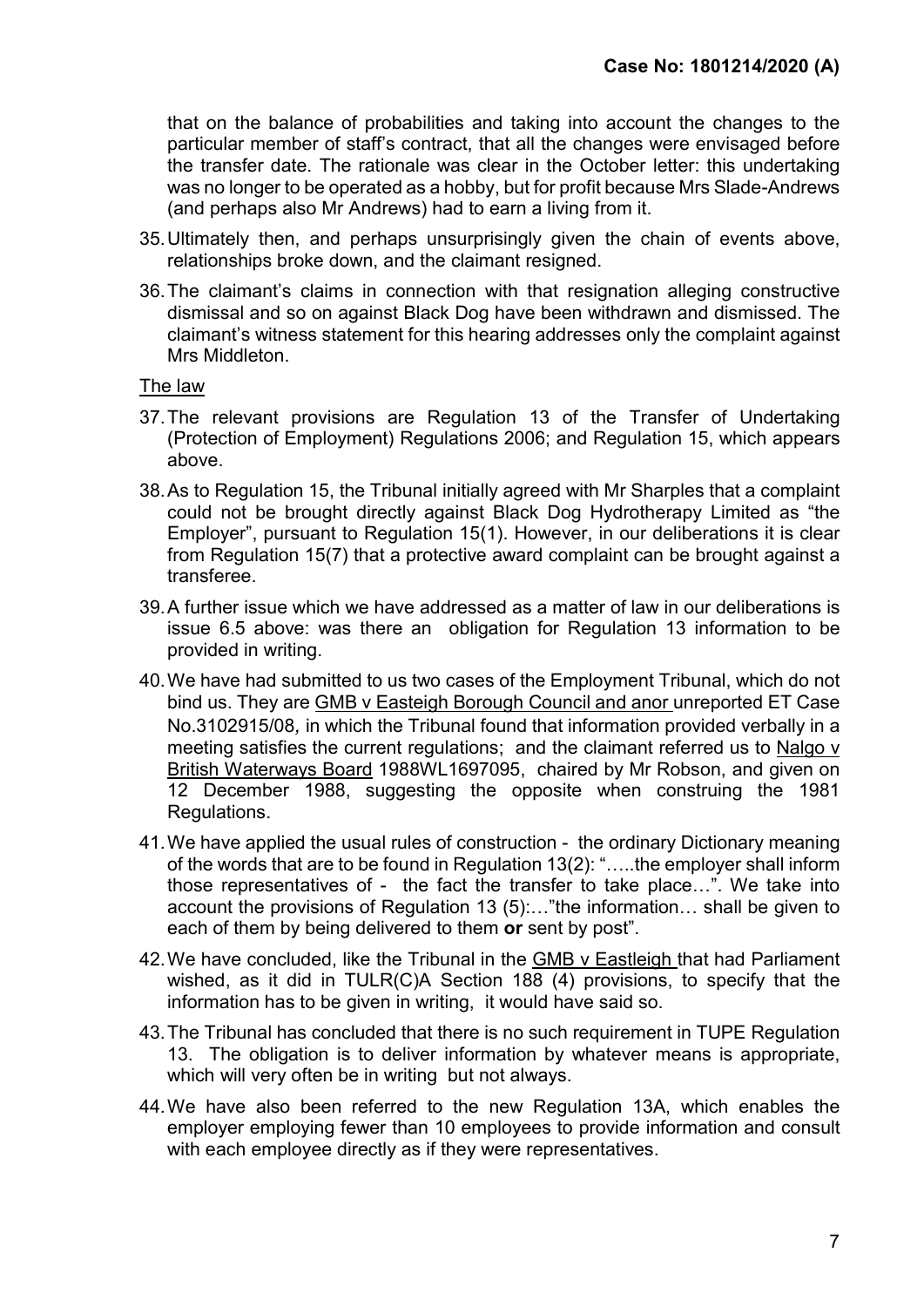that on the balance of probabilities and taking into account the changes to the particular member of staff's contract, that all the changes were envisaged before the transfer date. The rationale was clear in the October letter: this undertaking was no longer to be operated as a hobby, but for profit because Mrs Slade-Andrews (and perhaps also Mr Andrews) had to earn a living from it.

35. Ultimately then, and perhaps unsurprisingly given the chain of events above, relationships broke down, and the claimant resigned.

36. The claimant's claims in connection with that resignation alleging constructive dismissal and so on against Black Dog have been withdrawn and dismissed. The claimant's witness statement for this hearing addresses only the complaint against Mrs Middleton.

The law

37. The relevant provisions are Regulation 13 of the Transfer of Undertaking (Protection of Employment) Regulations 2006; and Regulation 15, which appears above.

38. As to Regulation 15, the Tribunal initially agreed with Mr Sharples that a complaint could not be brought directly against Black Dog Hydrotherapy Limited as "the Employer", pursuant to Regulation 15(1). However, in our deliberations it is clear from Regulation 15(7) that a protective award complaint can be brought against a transferee.

39. A further issue which we have addressed as a matter of law in our deliberations is issue 6.5 above: was there an obligation for Regulation 13 information to be provided in writing.

40. We have had submitted to us two cases of the Employment Tribunal, which do not bind us. They are GMB v Easteigh Borough Council and anor unreported ET Case No.3102915/08*,* in which the Tribunal found that information provided verbally in a meeting satisfies the current regulations; and the claimant referred us to Nalgo v British Waterways Board 1988WL1697095, chaired by Mr Robson, and given on 12 December 1988, suggesting the opposite when construing the 1981 Regulations.

41. We have applied the usual rules of construction - the ordinary Dictionary meaning of the words that are to be found in Regulation 13(2): ".....the employer shall inform those representatives of - the fact the transfer to take place…". We take into account the provisions of Regulation 13 (5):…"the information… shall be given to each of them by being delivered to them **or** sent by post".

42. We have concluded, like the Tribunal in the GMB v Eastleigh that had Parliament wished, as it did in TULR(C)A Section 188 (4) provisions, to specify that the information has to be given in writing, it would have said so.

43. The Tribunal has concluded that there is no such requirement in TUPE Regulation 13. The obligation is to deliver information by whatever means is appropriate, which will very often be in writing but not always.

44. We have also been referred to the new Regulation 13A, which enables the employer employing fewer than 10 employees to provide information and consult with each employee directly as if they were representatives.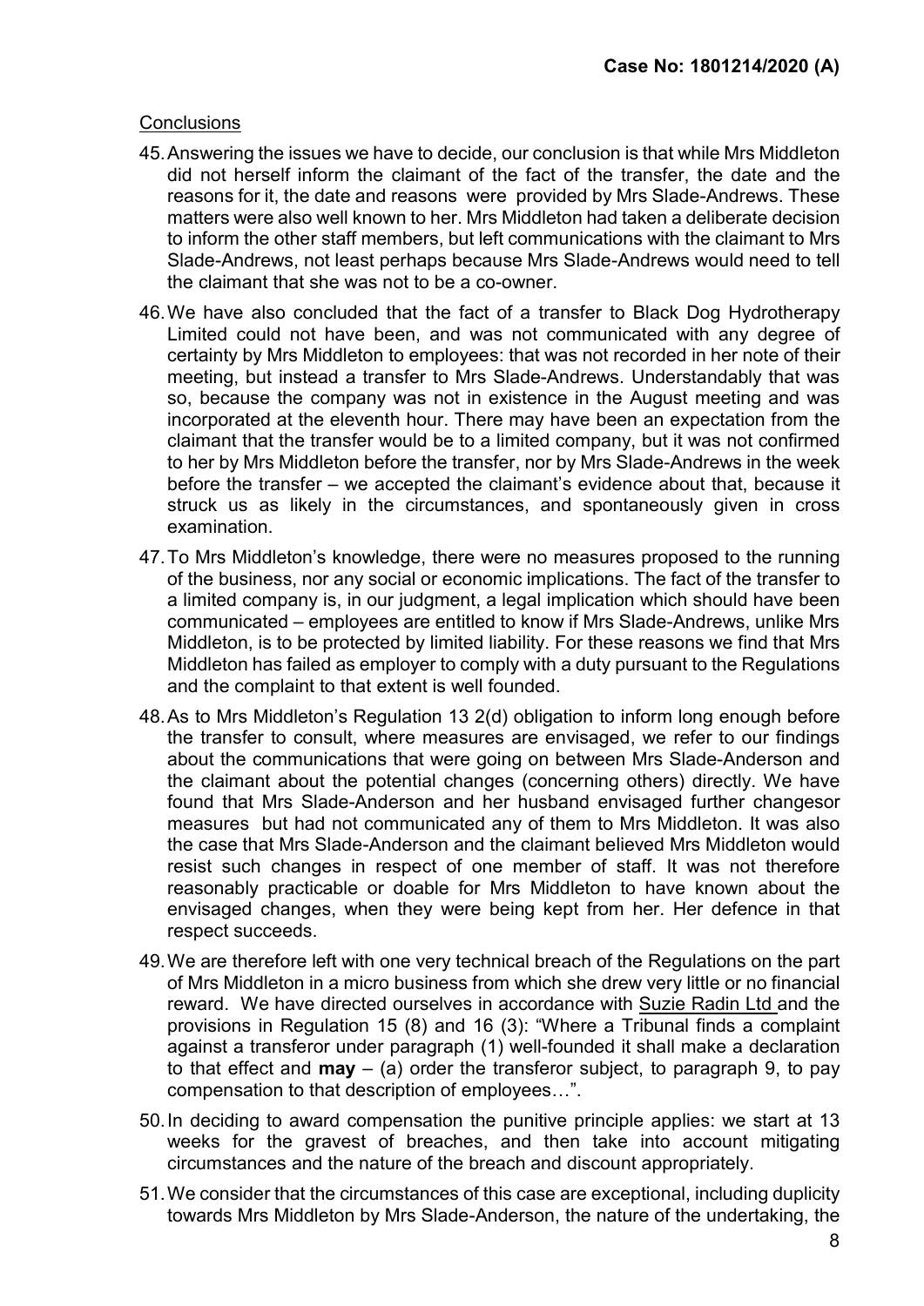Conclusions

45. Answering the issues we have to decide, our conclusion is that while Mrs Middleton did not herself inform the claimant of the fact of the transfer, the date and the reasons for it, the date and reasons were provided by Mrs Slade-Andrews. These matters were also well known to her. Mrs Middleton had taken a deliberate decision to inform the other staff members, but left communications with the claimant to Mrs Slade-Andrews, not least perhaps because Mrs Slade-Andrews would need to tell the claimant that she was not to be a co-owner.

46. We have also concluded that the fact of a transfer to Black Dog Hydrotherapy Limited could not have been, and was not communicated with any degree of certainty by Mrs Middleton to employees: that was not recorded in her note of their meeting, but instead a transfer to Mrs Slade-Andrews. Understandably that was so, because the company was not in existence in the August meeting and was incorporated at the eleventh hour. There may have been an expectation from the claimant that the transfer would be to a limited company, but it was not confirmed to her by Mrs Middleton before the transfer, nor by Mrs Slade-Andrews in the week before the transfer – we accepted the claimant's evidence about that, because it struck us as likely in the circumstances, and spontaneously given in cross examination.

47. To Mrs Middleton's knowledge, there were no measures proposed to the running of the business, nor any social or economic implications. The fact of the transfer to a limited company is, in our judgment, a legal implication which should have been communicated – employees are entitled to know if Mrs Slade-Andrews, unlike Mrs Middleton, is to be protected by limited liability. For these reasons we find that Mrs Middleton has failed as employer to comply with a duty pursuant to the Regulations and the complaint to that extent is well founded.

48. As to Mrs Middleton's Regulation 13 2(d) obligation to inform long enough before the transfer to consult, where measures are envisaged, we refer to our findings about the communications that were going on between Mrs Slade-Anderson and the claimant about the potential changes (concerning others) directly. We have found that Mrs Slade-Anderson and her husband envisaged further changesor measures but had not communicated any of them to Mrs Middleton. It was also the case that Mrs Slade-Anderson and the claimant believed Mrs Middleton would resist such changes in respect of one member of staff. It was not therefore reasonably practicable or doable for Mrs Middleton to have known about the envisaged changes, when they were being kept from her. Her defence in that respect succeeds.

49. We are therefore left with one very technical breach of the Regulations on the part of Mrs Middleton in a micro business from which she drew very little or no financial reward. We have directed ourselves in accordance with Suzie Radin Ltd and the provisions in Regulation 15 (8) and 16 (3): "Where a Tribunal finds a complaint against a transferor under paragraph (1) well-founded it shall make a declaration to that effect and **may** – (a) order the transferor subject, to paragraph 9, to pay compensation to that description of employees…".

50. In deciding to award compensation the punitive principle applies: we start at 13 weeks for the gravest of breaches, and then take into account mitigating circumstances and the nature of the breach and discount appropriately.

51. We consider that the circumstances of this case are exceptional, including duplicity towards Mrs Middleton by Mrs Slade-Anderson, the nature of the undertaking, the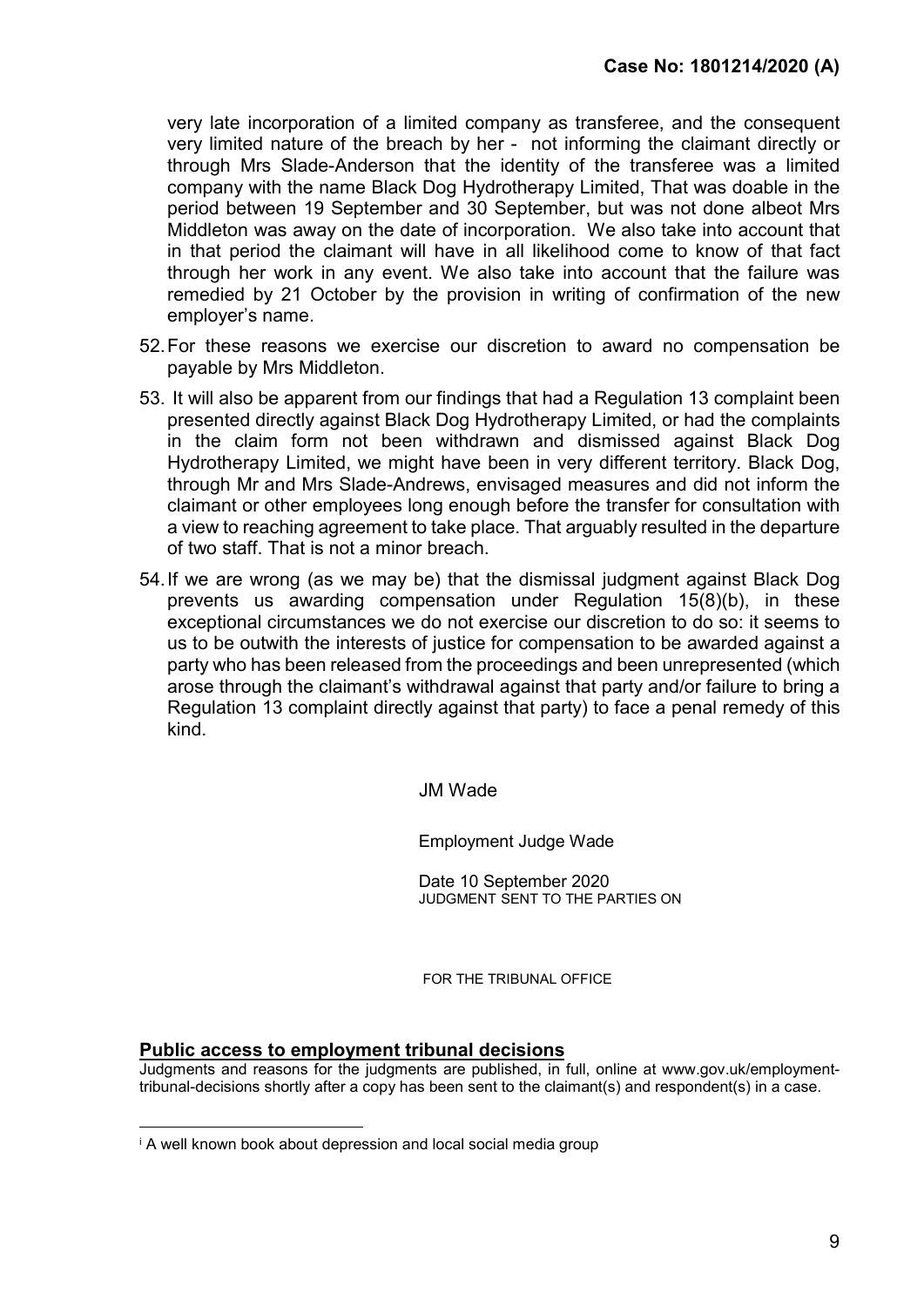very late incorporation of a limited company as transferee, and the consequent very limited nature of the breach by her - not informing the claimant directly or through Mrs Slade-Anderson that the identity of the transferee was a limited company with the name Black Dog Hydrotherapy Limited, That was doable in the period between 19 September and 30 September, but was not done albeot Mrs Middleton was away on the date of incorporation. We also take into account that in that period the claimant will have in all likelihood come to know of that fact through her work in any event. We also take into account that the failure was remedied by 21 October by the provision in writing of confirmation of the new employer's name.

52. For these reasons we exercise our discretion to award no compensation be payable by Mrs Middleton.

53. It will also be apparent from our findings that had a Regulation 13 complaint been presented directly against Black Dog Hydrotherapy Limited, or had the complaints in the claim form not been withdrawn and dismissed against Black Dog Hydrotherapy Limited, we might have been in very different territory. Black Dog, through Mr and Mrs Slade-Andrews, envisaged measures and did not inform the claimant or other employees long enough before the transfer for consultation with a view to reaching agreement to take place. That arguably resulted in the departure of two staff. That is not a minor breach.

54. If we are wrong (as we may be) that the dismissal judgment against Black Dog prevents us awarding compensation under Regulation 15(8)(b), in these exceptional circumstances we do not exercise our discretion to do so: it seems to us to be outwith the interests of justice for compensation to be awarded against a party who has been released from the proceedings and been unrepresented (which arose through the claimant's withdrawal against that party and/or failure to bring a Regulation 13 complaint directly against that party) to face a penal remedy of this kind.

JM Wade

Employment Judge Wade

Date 10 September 2020

JUDGMENT SENT TO THE PARTIES ON

FOR THE TRIBUNAL OFFICE

**Public access to employment tribunal decisions**

Judgments and reasons for the judgments are published, in full, online at www.gov.uk/employment-tribunal-decisions shortly after a copy has been sent to the claimant(s) and respondent(s) in a case.

---

[i] A well known book about depression and local social media group